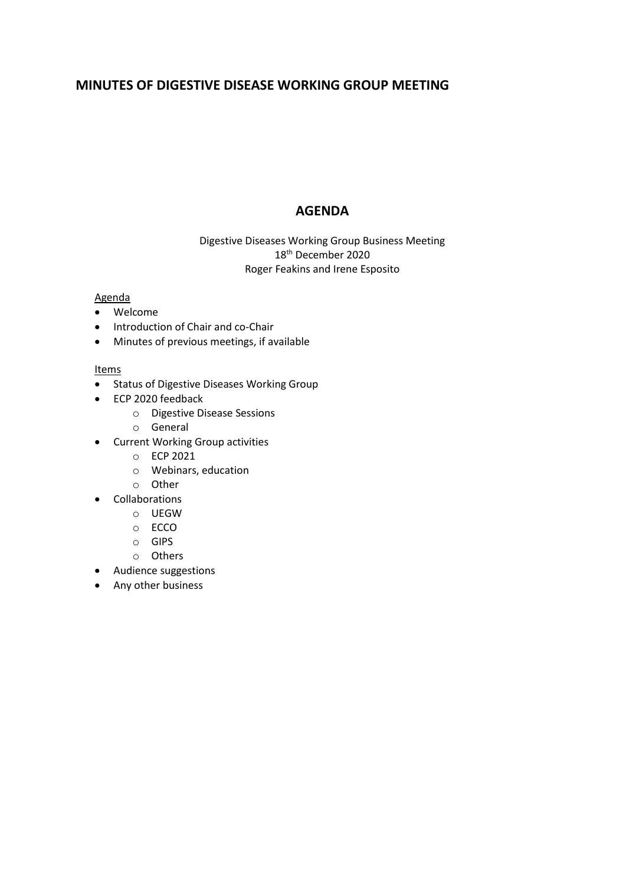# MINUTES OF DIGESTIVE DISEASE WORKING GROUP MEETING

## AGENDA

Digestive Diseases Working Group Business Meeting
18th December 2020
Roger Feakins and Irene Esposito

Agenda

- Welcome
- Introduction of Chair and co-Chair
- Minutes of previous meetings, if available

Items

- Status of Digestive Diseases Working Group
- ECP 2020 feedback
    - Digestive Disease Sessions
    - General
- Current Working Group activities
    - ECP 2021
    - Webinars, education
    - Other
- Collaborations
    - UEGW
    - ECCO
    - GIPS
    - Others
- Audience suggestions
- Any other business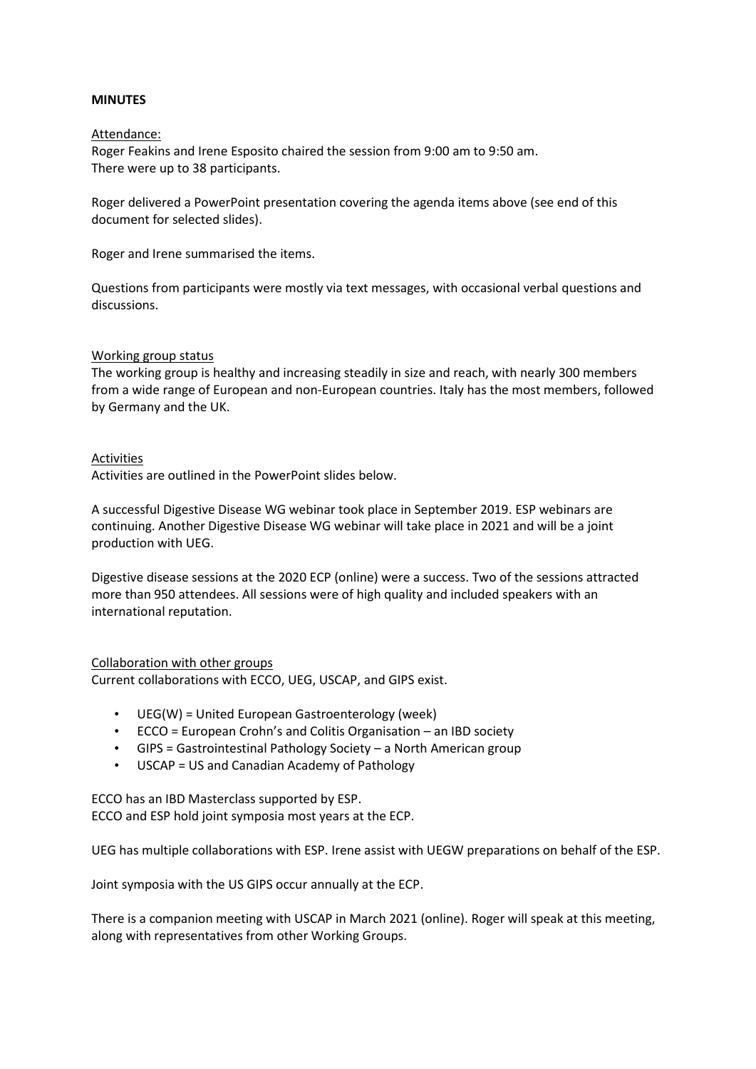**MINUTES**

Attendance:

Roger Feakins and Irene Esposito chaired the session from 9:00 am to 9:50 am.
There were up to 38 participants.

Roger delivered a PowerPoint presentation covering the agenda items above (see end of this document for selected slides).

Roger and Irene summarised the items.

Questions from participants were mostly via text messages, with occasional verbal questions and discussions.

Working group status

The working group is healthy and increasing steadily in size and reach, with nearly 300 members from a wide range of European and non-European countries. Italy has the most members, followed by Germany and the UK.

Activities

Activities are outlined in the PowerPoint slides below.

A successful Digestive Disease WG webinar took place in September 2019. ESP webinars are continuing. Another Digestive Disease WG webinar will take place in 2021 and will be a joint production with UEG.

Digestive disease sessions at the 2020 ECP (online) were a success. Two of the sessions attracted more than 950 attendees. All sessions were of high quality and included speakers with an international reputation.

Collaboration with other groups

Current collaborations with ECCO, UEG, USCAP, and GIPS exist.

- UEG(W) = United European Gastroenterology (week)
- ECCO = European Crohn's and Colitis Organisation – an IBD society
- GIPS = Gastrointestinal Pathology Society – a North American group
- USCAP = US and Canadian Academy of Pathology

ECCO has an IBD Masterclass supported by ESP.
ECCO and ESP hold joint symposia most years at the ECP.

UEG has multiple collaborations with ESP. Irene assist with UEGW preparations on behalf of the ESP.

Joint symposia with the US GIPS occur annually at the ECP.

There is a companion meeting with USCAP in March 2021 (online). Roger will speak at this meeting, along with representatives from other Working Groups.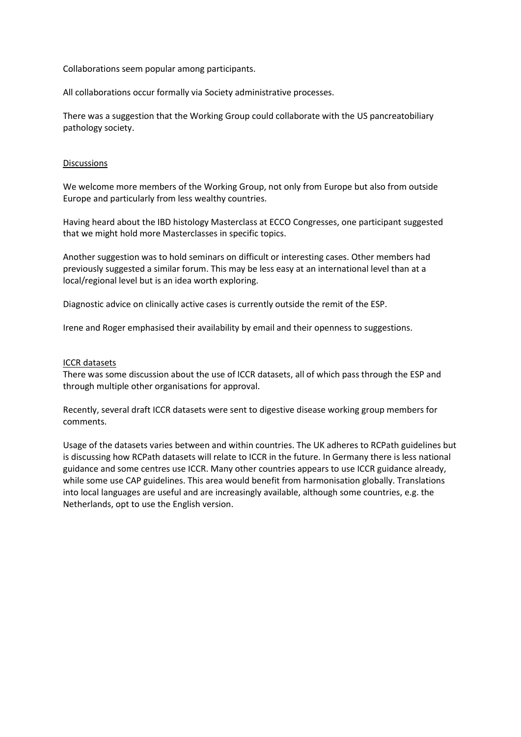Collaborations seem popular among participants.

All collaborations occur formally via Society administrative processes.

There was a suggestion that the Working Group could collaborate with the US pancreatobiliary pathology society.

## Discussions

We welcome more members of the Working Group, not only from Europe but also from outside Europe and particularly from less wealthy countries.

Having heard about the IBD histology Masterclass at ECCO Congresses, one participant suggested that we might hold more Masterclasses in specific topics.

Another suggestion was to hold seminars on difficult or interesting cases. Other members had previously suggested a similar forum. This may be less easy at an international level than at a local/regional level but is an idea worth exploring.

Diagnostic advice on clinically active cases is currently outside the remit of the ESP.

Irene and Roger emphasised their availability by email and their openness to suggestions.

## ICCR datasets

There was some discussion about the use of ICCR datasets, all of which pass through the ESP and through multiple other organisations for approval.

Recently, several draft ICCR datasets were sent to digestive disease working group members for comments.

Usage of the datasets varies between and within countries. The UK adheres to RCPath guidelines but is discussing how RCPath datasets will relate to ICCR in the future. In Germany there is less national guidance and some centres use ICCR. Many other countries appears to use ICCR guidance already, while some use CAP guidelines. This area would benefit from harmonisation globally. Translations into local languages are useful and are increasingly available, although some countries, e.g. the Netherlands, opt to use the English version.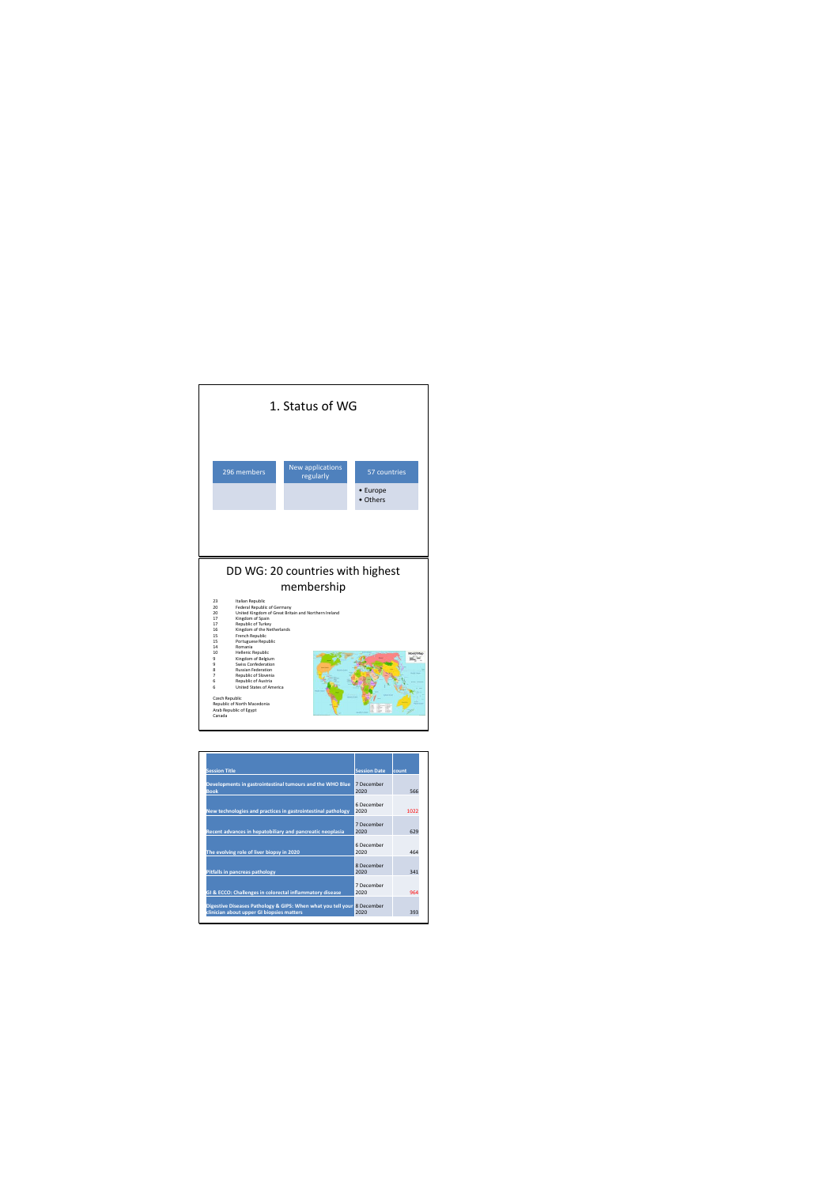# 1. Status of WG

| 296 members | New applications regularly | 57 countries |
|---|---|---|
| | | • Europe<br>• Others |

# DD WG: 20 countries with highest membership

| | |
|---|---|
| 23 | Italian Republic |
| 20 | Federal Republic of Germany |
| 20 | United Kingdom of Great Britain and Northern Ireland |
| 17 | Kingdom of Spain |
| 17 | Republic of Turkey |
| 16 | Kingdom of the Netherlands |
| 15 | French Republic |
| 15 | Portuguese Republic |
| 14 | Romania |
| 10 | Hellenic Republic |
| 9 | Kingdom of Belgium |
| 9 | Swiss Confederation |
| 8 | Russian Federation |
| 7 | Republic of Slovenia |
| 6 | Republic of Austria |
| 6 | United States of America |

Czech Republic
Republic of North Macedonia
Arab Republic of Egypt
Canada

| Session Title | Session Date | count |
|---|---|---|
| Developments in gastrointestinal tumours and the WHO Blue Book | 7 December 2020 | 566 |
| New technologies and practices in gastrointestinal pathology | 6 December 2020 | 1022 |
| Recent advances in hepatobiliary and pancreatic neoplasia | 7 December 2020 | 629 |
| The evolving role of liver biopsy in 2020 | 6 December 2020 | 464 |
| Pitfalls in pancreas pathology | 8 December 2020 | 341 |
| GI & ECCO: Challenges in colorectal inflammatory disease | 7 December 2020 | 964 |
| Digestive Diseases Pathology & GIPS: When what you tell your clinician about upper GI biopsies matters | 8 December 2020 | 393 |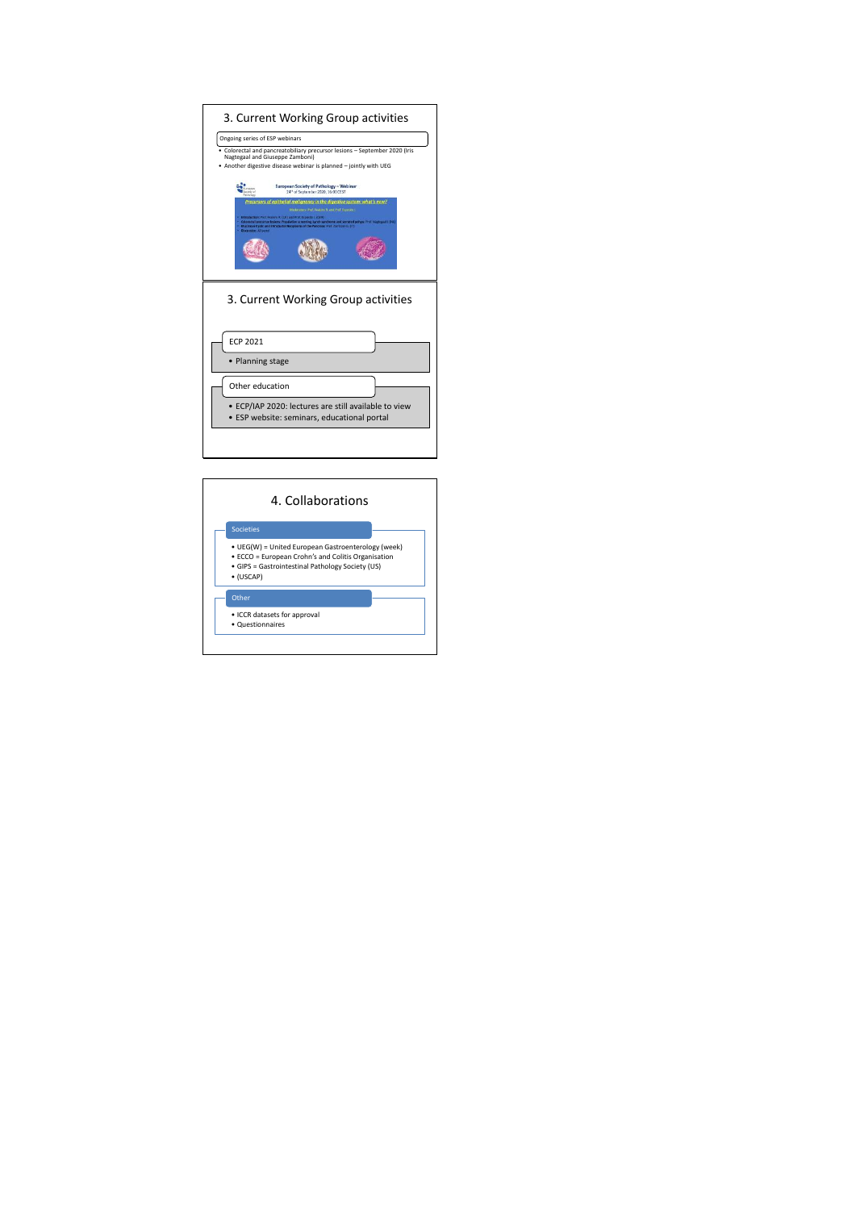## 3. Current Working Group activities

Ongoing series of ESP webinars

- Colorectal and pancreatobiliary precursor lesions – September 2020 (Iris Nagtegaal and Giuseppe Zamboni)
- Another digestive disease webinar is planned – jointly with UEG

## 3. Current Working Group activities

ECP 2021

- Planning stage

Other education

- ECP/IAP 2020: lectures are still available to view
- ESP website: seminars, educational portal

## 4. Collaborations

Societies

- UEG(W) = United European Gastroenterology (week)
- ECCO = European Crohn's and Colitis Organisation
- GIPS = Gastrointestinal Pathology Society (US)
- (USCAP)

Other

- ICCR datasets for approval
- Questionnaires